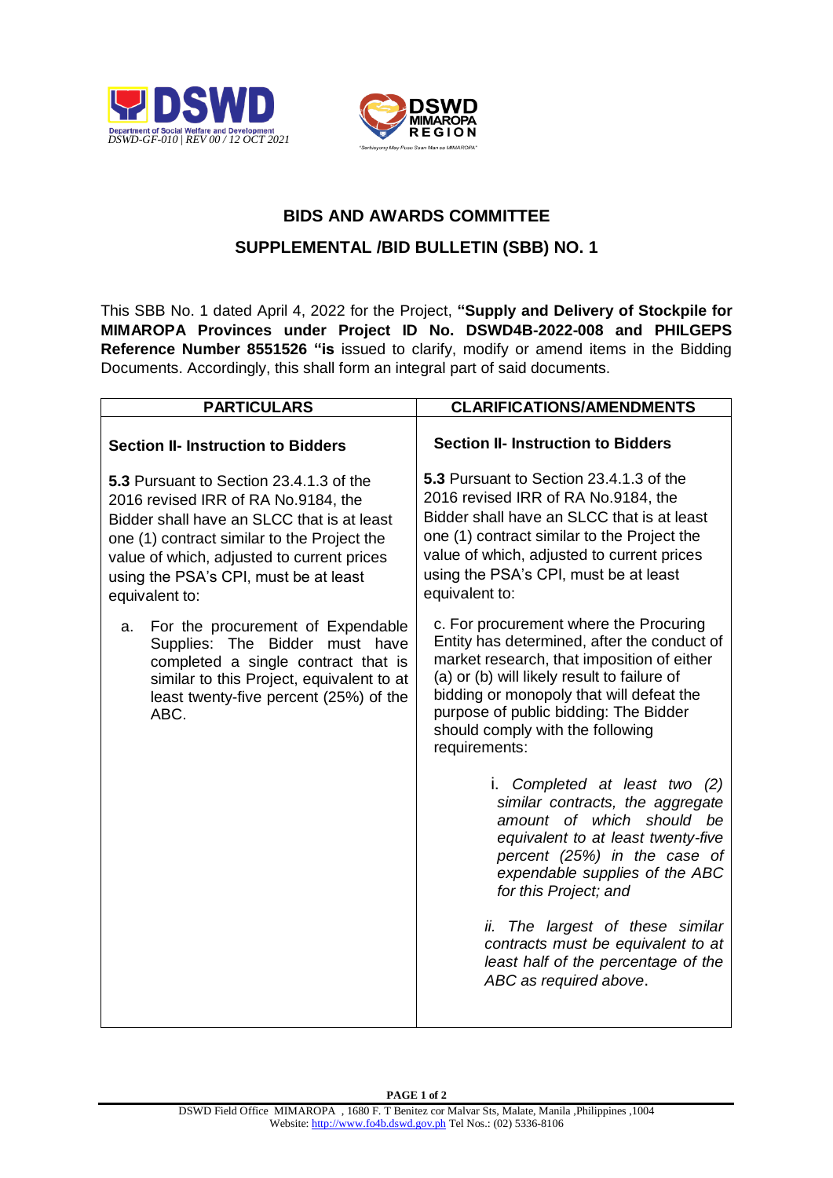DSWD-GF-010 | REV 00 / 12 OCT 2021

## BIDS AND AWARDS COMMITTEE

## SUPPLEMENTAL /BID BULLETIN (SBB) NO. 1

This SBB No. 1 dated April 4, 2022 for the Project, **"Supply and Delivery of Stockpile for MIMAROPA Provinces under Project ID No. DSWD4B-2022-008 and PHILGEPS Reference Number 8551526 "is** issued to clarify, modify or amend items in the Bidding Documents. Accordingly, this shall form an integral part of said documents.

| PARTICULARS | CLARIFICATIONS/AMENDMENTS |
|---|---|
| **Section II- Instruction to Bidders**<br><br>**5.3** Pursuant to Section 23.4.1.3 of the 2016 revised IRR of RA No.9184, the Bidder shall have an SLCC that is at least one (1) contract similar to the Project the value of which, adjusted to current prices using the PSA's CPI, must be at least equivalent to:<br><br>a. For the procurement of Expendable Supplies: The Bidder must have completed a single contract that is similar to this Project, equivalent to at least twenty-five percent (25%) of the ABC. | **Section II- Instruction to Bidders**<br><br>**5.3** Pursuant to Section 23.4.1.3 of the 2016 revised IRR of RA No.9184, the Bidder shall have an SLCC that is at least one (1) contract similar to the Project the value of which, adjusted to current prices using the PSA's CPI, must be at least equivalent to:<br><br>c. For procurement where the Procuring Entity has determined, after the conduct of market research, that imposition of either (a) or (b) will likely result to failure of bidding or monopoly that will defeat the purpose of public bidding: The Bidder should comply with the following requirements:<br><br>i. *Completed at least two (2) similar contracts, the aggregate amount of which should be equivalent to at least twenty-five percent (25%) in the case of expendable supplies of the ABC for this Project; and*<br><br>*ii. The largest of these similar contracts must be equivalent to at least half of the percentage of the ABC as required above.* |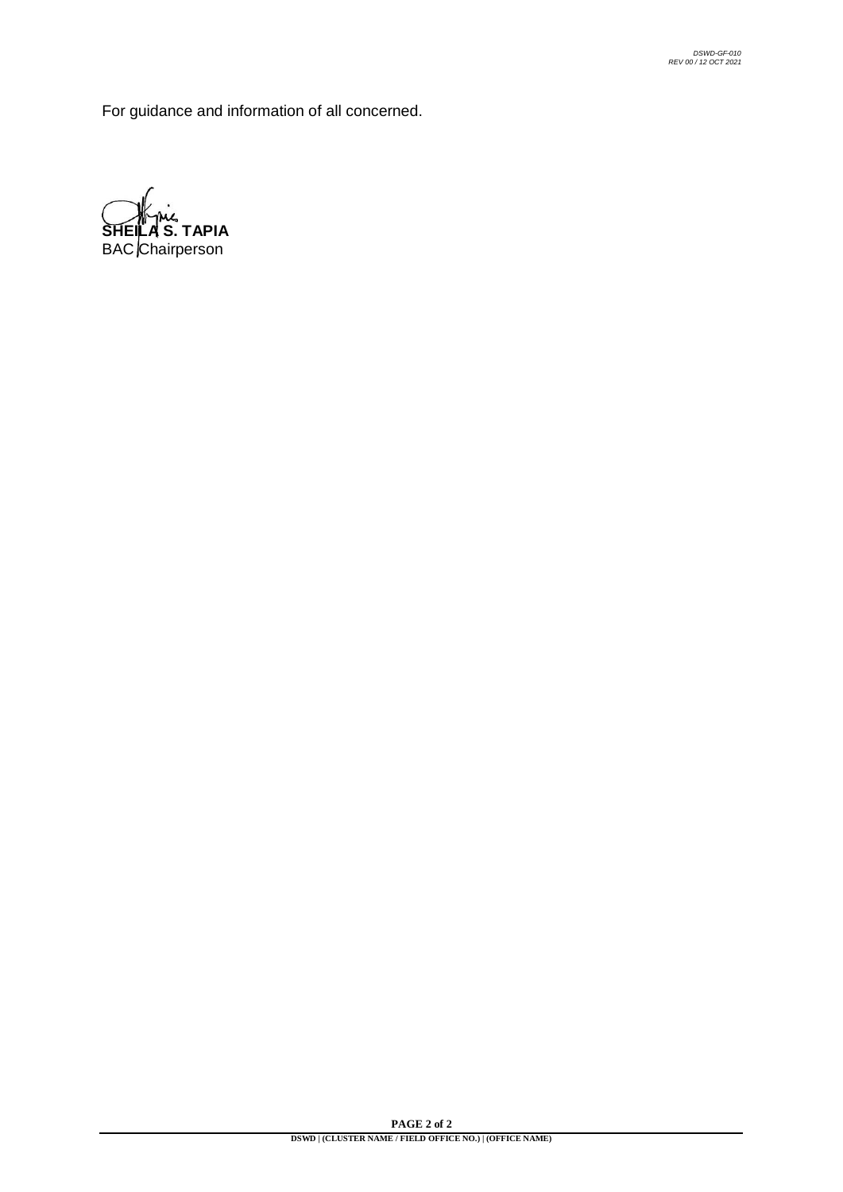For guidance and information of all concerned.

**SHEILA S. TAPIA**
BAC Chairperson